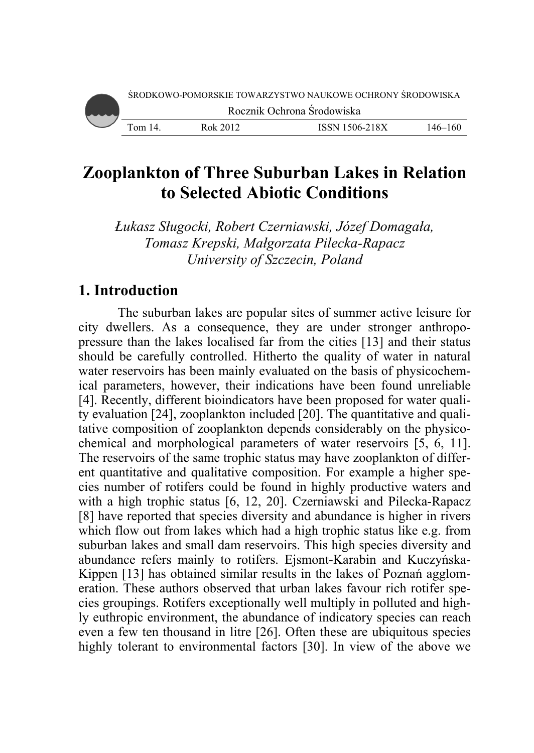# Zooplankton of Three Suburban Lakes in Relation to Selected Abiotic Conditions

*Łukasz Sługocki, Robert Czerniawski, Józef Domagała, Tomasz Krepski, Małgorzata Pilecka-Rapacz*
*University of Szczecin, Poland*

## 1. Introduction

The suburban lakes are popular sites of summer active leisure for city dwellers. As a consequence, they are under stronger anthropopressure than the lakes localised far from the cities [13] and their status should be carefully controlled. Hitherto the quality of water in natural water reservoirs has been mainly evaluated on the basis of physicochemical parameters, however, their indications have been found unreliable [4]. Recently, different bioindicators have been proposed for water quality evaluation [24], zooplankton included [20]. The quantitative and qualitative composition of zooplankton depends considerably on the physicochemical and morphological parameters of water reservoirs [5, 6, 11]. The reservoirs of the same trophic status may have zooplankton of different quantitative and qualitative composition. For example a higher species number of rotifers could be found in highly productive waters and with a high trophic status [6, 12, 20]. Czerniawski and Pilecka-Rapacz [8] have reported that species diversity and abundance is higher in rivers which flow out from lakes which had a high trophic status like e.g. from suburban lakes and small dam reservoirs. This high species diversity and abundance refers mainly to rotifers. Ejsmont-Karabin and Kuczyńska-Kippen [13] has obtained similar results in the lakes of Poznań agglomeration. These authors observed that urban lakes favour rich rotifer species groupings. Rotifers exceptionally well multiply in polluted and highly euthropic environment, the abundance of indicatory species can reach even a few ten thousand in litre [26]. Often these are ubiquitous species highly tolerant to environmental factors [30]. In view of the above we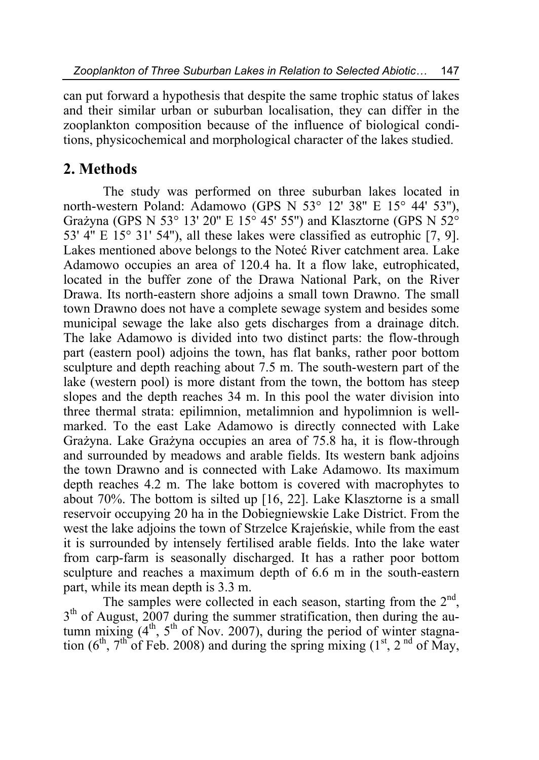can put forward a hypothesis that despite the same trophic status of lakes and their similar urban or suburban localisation, they can differ in the zooplankton composition because of the influence of biological conditions, physicochemical and morphological character of the lakes studied.

## 2. Methods

The study was performed on three suburban lakes located in north-western Poland: Adamowo (GPS N 53° 12' 38" E 15° 44' 53"), Grażyna (GPS N 53° 13' 20" E 15° 45' 55") and Klasztorne (GPS N 52° 53' 4" E 15° 31' 54"), all these lakes were classified as eutrophic [7, 9]. Lakes mentioned above belongs to the Noteć River catchment area. Lake Adamowo occupies an area of 120.4 ha. It a flow lake, eutrophicated, located in the buffer zone of the Drawa National Park, on the River Drawa. Its north-eastern shore adjoins a small town Drawno. The small town Drawno does not have a complete sewage system and besides some municipal sewage the lake also gets discharges from a drainage ditch. The lake Adamowo is divided into two distinct parts: the flow-through part (eastern pool) adjoins the town, has flat banks, rather poor bottom sculpture and depth reaching about 7.5 m. The south-western part of the lake (western pool) is more distant from the town, the bottom has steep slopes and the depth reaches 34 m. In this pool the water division into three thermal strata: epilimnion, metalimnion and hypolimnion is well-marked. To the east Lake Adamowo is directly connected with Lake Grażyna. Lake Grażyna occupies an area of 75.8 ha, it is flow-through and surrounded by meadows and arable fields. Its western bank adjoins the town Drawno and is connected with Lake Adamowo. Its maximum depth reaches 4.2 m. The lake bottom is covered with macrophytes to about 70%. The bottom is silted up [16, 22]. Lake Klasztorne is a small reservoir occupying 20 ha in the Dobiegniewskie Lake District. From the west the lake adjoins the town of Strzelce Krajeńskie, while from the east it is surrounded by intensely fertilised arable fields. Into the lake water from carp-farm is seasonally discharged. It has a rather poor bottom sculpture and reaches a maximum depth of 6.6 m in the south-eastern part, while its mean depth is 3.3 m.

The samples were collected in each season, starting from the 2nd, 3th of August, 2007 during the summer stratification, then during the autumn mixing (4th, 5th of Nov. 2007), during the period of winter stagnation (6th, 7th of Feb. 2008) and during the spring mixing (1st, 2nd of May,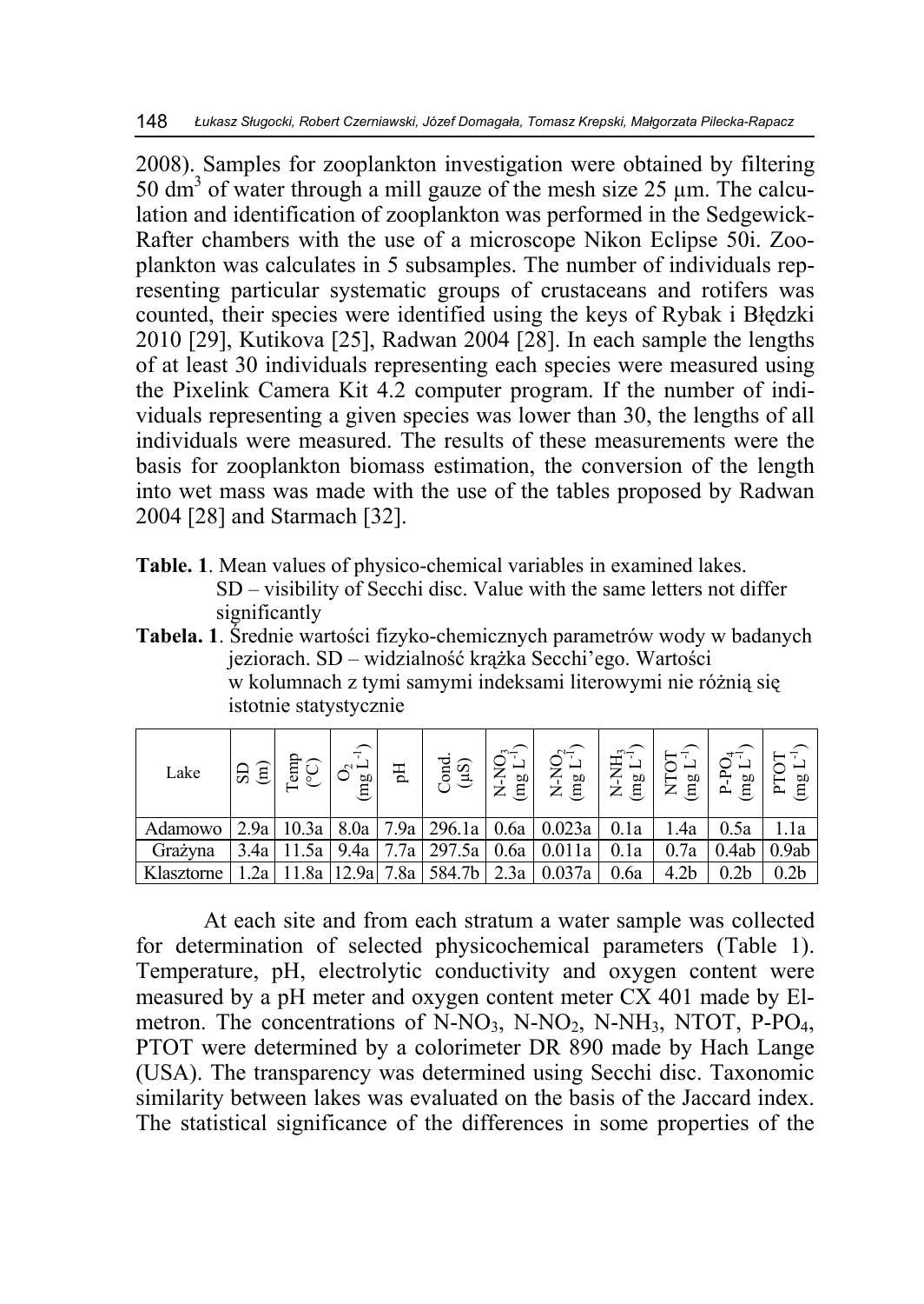2008). Samples for zooplankton investigation were obtained by filtering 50 $dm^3$ of water through a mill gauze of the mesh size 25 μm. The calculation and identification of zooplankton was performed in the Sedgewick-Rafter chambers with the use of a microscope Nikon Eclipse 50i. Zooplankton was calculates in 5 subsamples. The number of individuals representing particular systematic groups of crustaceans and rotifers was counted, their species were identified using the keys of Rybak i Błędzki 2010 [29], Kutikova [25], Radwan 2004 [28]. In each sample the lengths of at least 30 individuals representing each species were measured using the Pixelink Camera Kit 4.2 computer program. If the number of individuals representing a given species was lower than 30, the lengths of all individuals were measured. The results of these measurements were the basis for zooplankton biomass estimation, the conversion of the length into wet mass was made with the use of the tables proposed by Radwan 2004 [28] and Starmach [32].

**Table. 1**. Mean values of physico-chemical variables in examined lakes. SD – visibility of Secchi disc. Value with the same letters not differ significantly

**Tabela. 1**. Średnie wartości fizyko-chemicznych parametrów wody w badanych jeziorach. SD – widzialność krążka Secchi'ego. Wartości w kolumnach z tymi samymi indeksami literowymi nie różnią się istotnie statystycznie

| Lake | SD (m) | Temp (°C) | $O_2$ (mg $L^{-1}$) | pH | Cond. (μS) | $N\text{-}NO_3$ (mg $L^{-1}$) | $N\text{-}NO_2$ (mg $L^{-1}$) | $N\text{-}NH_3$ (mg $L^{-1}$) | NTOT (mg $L^{-1}$) | $P\text{-}PO_4$ (mg $L^{-1}$) | PTOT (mg $L^{-1}$) |
|---|---|---|---|---|---|---|---|---|---|---|---|
| Adamowo | 2.9a | 10.3a | 8.0a | 7.9a | 296.1a | 0.6a | 0.023a | 0.1a | 1.4a | 0.5a | 1.1a |
| Grażyna | 3.4a | 11.5a | 9.4a | 7.7a | 297.5a | 0.6a | 0.011a | 0.1a | 0.7a | 0.4ab | 0.9ab |
| Klasztorne | 1.2a | 11.8a | 12.9a | 7.8a | 584.7b | 2.3a | 0.037a | 0.6a | 4.2b | 0.2b | 0.2b |

At each site and from each stratum a water sample was collected for determination of selected physicochemical parameters (Table 1). Temperature, pH, electrolytic conductivity and oxygen content were measured by a pH meter and oxygen content meter CX 401 made by Elmetron. The concentrations of $N\text{-}NO_3$, $N\text{-}NO_2$, $N\text{-}NH_3$, NTOT, $P\text{-}PO_4$, PTOT were determined by a colorimeter DR 890 made by Hach Lange (USA). The transparency was determined using Secchi disc. Taxonomic similarity between lakes was evaluated on the basis of the Jaccard index. The statistical significance of the differences in some properties of the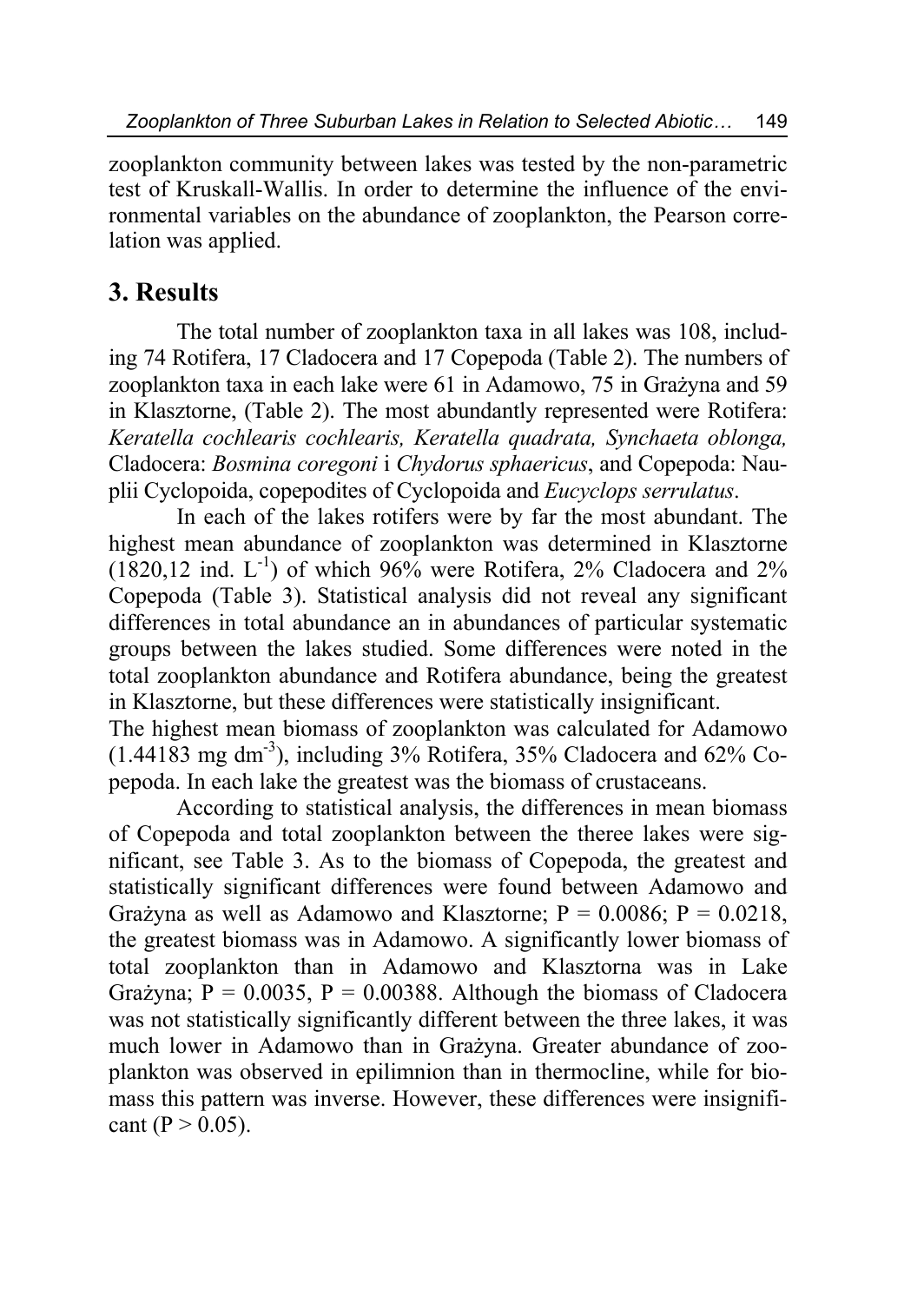zooplankton community between lakes was tested by the non-parametric test of Kruskall-Wallis. In order to determine the influence of the environmental variables on the abundance of zooplankton, the Pearson correlation was applied.

## 3. Results

The total number of zooplankton taxa in all lakes was 108, including 74 Rotifera, 17 Cladocera and 17 Copepoda (Table 2). The numbers of zooplankton taxa in each lake were 61 in Adamowo, 75 in Grażyna and 59 in Klasztorne, (Table 2). The most abundantly represented were Rotifera: *Keratella cochlearis cochlearis, Keratella quadrata, Synchaeta oblonga,* Cladocera: *Bosmina coregoni* i *Chydorus sphaericus*, and Copepoda: Nauplii Cyclopoida, copepodites of Cyclopoida and *Eucyclops serrulatus*.

In each of the lakes rotifers were by far the most abundant. The highest mean abundance of zooplankton was determined in Klasztorne (1820,12 ind. $L^{-1}$) of which 96% were Rotifera, 2% Cladocera and 2% Copepoda (Table 3). Statistical analysis did not reveal any significant differences in total abundance an in abundances of particular systematic groups between the lakes studied. Some differences were noted in the total zooplankton abundance and Rotifera abundance, being the greatest in Klasztorne, but these differences were statistically insignificant.

The highest mean biomass of zooplankton was calculated for Adamowo (1.44183 mg $dm^{-3}$), including 3% Rotifera, 35% Cladocera and 62% Copepoda. In each lake the greatest was the biomass of crustaceans.

According to statistical analysis, the differences in mean biomass of Copepoda and total zooplankton between the theree lakes were significant, see Table 3. As to the biomass of Copepoda, the greatest and statistically significant differences were found between Adamowo and Grażyna as well as Adamowo and Klasztorne; $P = 0.0086$; $P = 0.0218$, the greatest biomass was in Adamowo. A significantly lower biomass of total zooplankton than in Adamowo and Klasztorna was in Lake Grażyna; $P = 0.0035$, $P = 0.00388$. Although the biomass of Cladocera was not statistically significantly different between the three lakes, it was much lower in Adamowo than in Grażyna. Greater abundance of zooplankton was observed in epilimnion than in thermocline, while for biomass this pattern was inverse. However, these differences were insignificant ($P > 0.05$).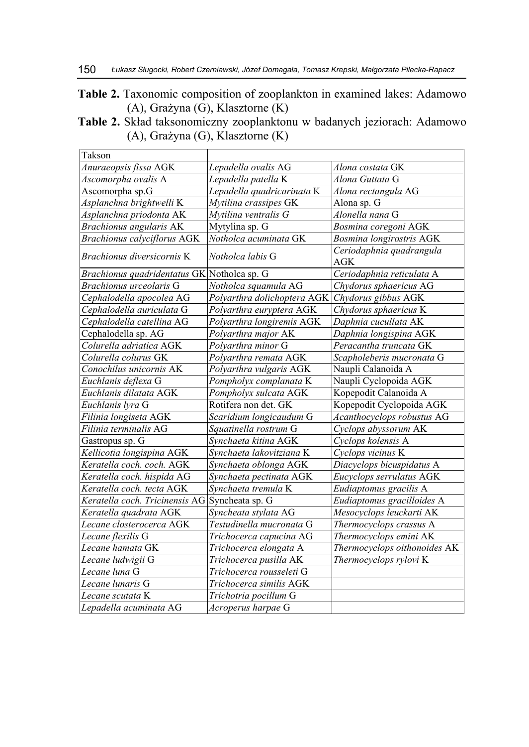**Table 2.** Taxonomic composition of zooplankton in examined lakes: Adamowo (A), Grażyna (G), Klasztorne (K)

**Table 2.** Skład taksonomiczny zooplanktonu w badanych jeziorach: Adamowo (A), Grażyna (G), Klasztorne (K)

| Takson | | |
|---|---|---|
| *Anuraeopsis fissa* AGK | *Lepadella ovalis* AG | *Alona costata* GK |
| *Ascomorpha ovalis* A | *Lepadella patella* K | *Alona Guttata* G |
| Ascomorpha sp.G | *Lepadella quadricarinata* K | *Alona rectangula* AG |
| *Asplanchna brightwelli* K | *Mytilina crassipes* GK | Alona sp. G |
| *Asplanchna priodonta* AK | *Mytilina ventralis G* | *Alonella nana* G |
| *Brachionus angularis* AK | Mytylina sp. G | *Bosmina coregoni* AGK |
| *Brachionus calyciflorus* AGK | *Notholca acuminata* GK | *Bosmina longirostris* AGK |
| *Brachionus diversicornis* K | *Notholca labis* G | *Ceriodaphnia quadrangula* AGK |
| *Brachionus quadridentatus* GK | Notholca sp. G | *Ceriodaphnia reticulata* A |
| *Brachionus urceolaris* G | *Notholca squamula* AG | *Chydorus sphaericus* AG |
| *Cephalodella apocolea* AG | *Polyarthra dolichoptera* AGK | *Chydorus gibbus* AGK |
| *Cephalodella auriculata* G | *Polyarthra euryptera* AGK | *Chydorus sphaericus* K |
| *Cephalodella catellina* AG | *Polyarthra longiremis* AGK | *Daphnia cucullata* AK |
| Cephalodella sp. AG | *Polyarthra major* AK | *Daphnia longispina* AGK |
| *Colurella adriatica* AGK | *Polyarthra minor* G | *Peracantha truncata* GK |
| *Colurella colurus* GK | *Polyarthra remata* AGK | *Scapholeberis mucronata* G |
| *Conochilus unicornis* AK | *Polyarthra vulgaris* AGK | Naupli Calanoida A |
| *Euchlanis deflexa* G | *Pompholyx complanata* K | Naupli Cyclopoida AGK |
| *Euchlanis dilatata* AGK | *Pompholyx sulcata* AGK | Kopepodit Calanoida A |
| *Euchlanis lyra* G | Rotifera non det. GK | Kopepodit Cyclopoida AGK |
| *Filinia longiseta* AGK | *Scaridium longicaudum* G | *Acanthocyclops robustus* AG |
| *Filinia terminalis* AG | *Squatinella rostrum* G | *Cyclops abyssorum* AK |
| Gastropus sp. G | *Synchaeta kitina* AGK | *Cyclops kolensis* A |
| *Kellicotia longispina* AGK | *Synchaeta lakovitziana* K | *Cyclops vicinus* K |
| *Keratella coch. coch.* AGK | *Synchaeta oblonga* AGK | *Diacyclops bicuspidatus* A |
| *Keratella coch. hispida* AG | *Synchaeta pectinata* AGK | *Eucyclops serrulatus* AGK |
| *Keratella coch. tecta* AGK | *Synchaeta tremula* K | *Eudiaptomus gracilis* A |
| *Keratella coch. Tricinensis* AG | Syncheata sp. G | *Eudiaptomus gracilloides* A |
| *Keratella quadrata* AGK | *Syncheata stylata* AG | *Mesocyclops leuckarti* AK |
| *Lecane closterocerca* AGK | *Testudinella mucronata* G | *Thermocyclops crassus* A |
| *Lecane flexilis* G | *Trichocerca capucina* AG | *Thermocyclops emini* AK |
| *Lecane hamata* GK | *Trichocerca elongata* A | *Thermocyclops oithonoides* AK |
| *Lecane ludwigii* G | *Trichocerca pusilla* AK | *Thermocyclops rylovi* K |
| *Lecane luna* G | *Trichocerca rousseleti* G | |
| *Lecane lunaris* G | *Trichocerca similis* AGK | |
| *Lecane scutata* K | *Trichotria pocillum* G | |
| *Lepadella acuminata* AG | *Acroperus harpae* G | |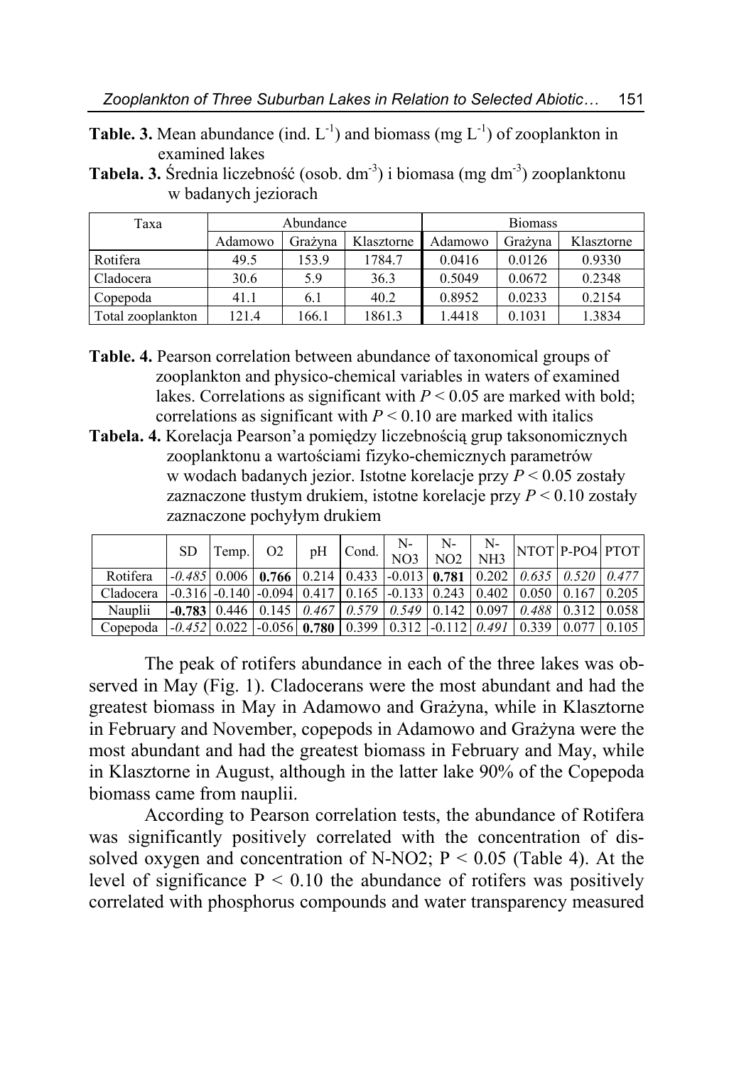**Table. 3.** Mean abundance (ind. $L^{-1}$) and biomass (mg $L^{-1}$) of zooplankton in examined lakes

**Tabela. 3.** Średnia liczebność (osob. $dm^{-3}$) i biomasa (mg $dm^{-3}$) zooplanktonu w badanych jeziorach

| Taxa | Abundance | | | Biomass | | |
|---|---|---|---|---|---|---|
| | Adamowo | Grażyna | Klasztorne | Adamowo | Grażyna | Klasztorne |
| Rotifera | 49.5 | 153.9 | 1784.7 | 0.0416 | 0.0126 | 0.9330 |
| Cladocera | 30.6 | 5.9 | 36.3 | 0.5049 | 0.0672 | 0.2348 |
| Copepoda | 41.1 | 6.1 | 40.2 | 0.8952 | 0.0233 | 0.2154 |
| Total zooplankton | 121.4 | 166.1 | 1861.3 | 1.4418 | 0.1031 | 1.3834 |

**Table. 4.** Pearson correlation between abundance of taxonomical groups of zooplankton and physico-chemical variables in waters of examined lakes. Correlations as significant with $P < 0.05$ are marked with bold; correlations as significant with $P < 0.10$ are marked with italics

**Tabela. 4.** Korelacja Pearson'a pomiędzy liczebnością grup taksonomicznych zooplanktonu a wartościami fizyko-chemicznych parametrów w wodach badanych jezior. Istotne korelacje przy $P < 0.05$ zostały zaznaczone tłustym drukiem, istotne korelacje przy $P < 0.10$ zostały zaznaczone pochyłym drukiem

| | SD | Temp. | O2 | pH | Cond. | N-NO3 | N-NO2 | N-NH3 | NTOT | P-PO4 | PTOT |
|---|---|---|---|---|---|---|---|---|---|---|---|
| Rotifera | *-0.485* | 0.006 | **0.766** | 0.214 | 0.433 | -0.013 | **0.781** | 0.202 | *0.635* | *0.520* | *0.477* |
| Cladocera | -0.316 | -0.140 | -0.094 | 0.417 | 0.165 | -0.133 | 0.243 | 0.402 | 0.050 | 0.167 | 0.205 |
| Nauplii | **-0.783** | 0.446 | 0.145 | *0.467* | *0.579* | *0.549* | 0.142 | 0.097 | *0.488* | 0.312 | 0.058 |
| Copepoda | *-0.452* | 0.022 | -0.056 | **0.780** | 0.399 | 0.312 | -0.112 | *0.491* | 0.339 | 0.077 | 0.105 |

The peak of rotifers abundance in each of the three lakes was observed in May (Fig. 1). Cladocerans were the most abundant and had the greatest biomass in May in Adamowo and Grażyna, while in Klasztorne in February and November, copepods in Adamowo and Grażyna were the most abundant and had the greatest biomass in February and May, while in Klasztorne in August, although in the latter lake 90% of the Copepoda biomass came from nauplii.

According to Pearson correlation tests, the abundance of Rotifera was significantly positively correlated with the concentration of dissolved oxygen and concentration of N-NO2; $P < 0.05$ (Table 4). At the level of significance $P < 0.10$ the abundance of rotifers was positively correlated with phosphorus compounds and water transparency measured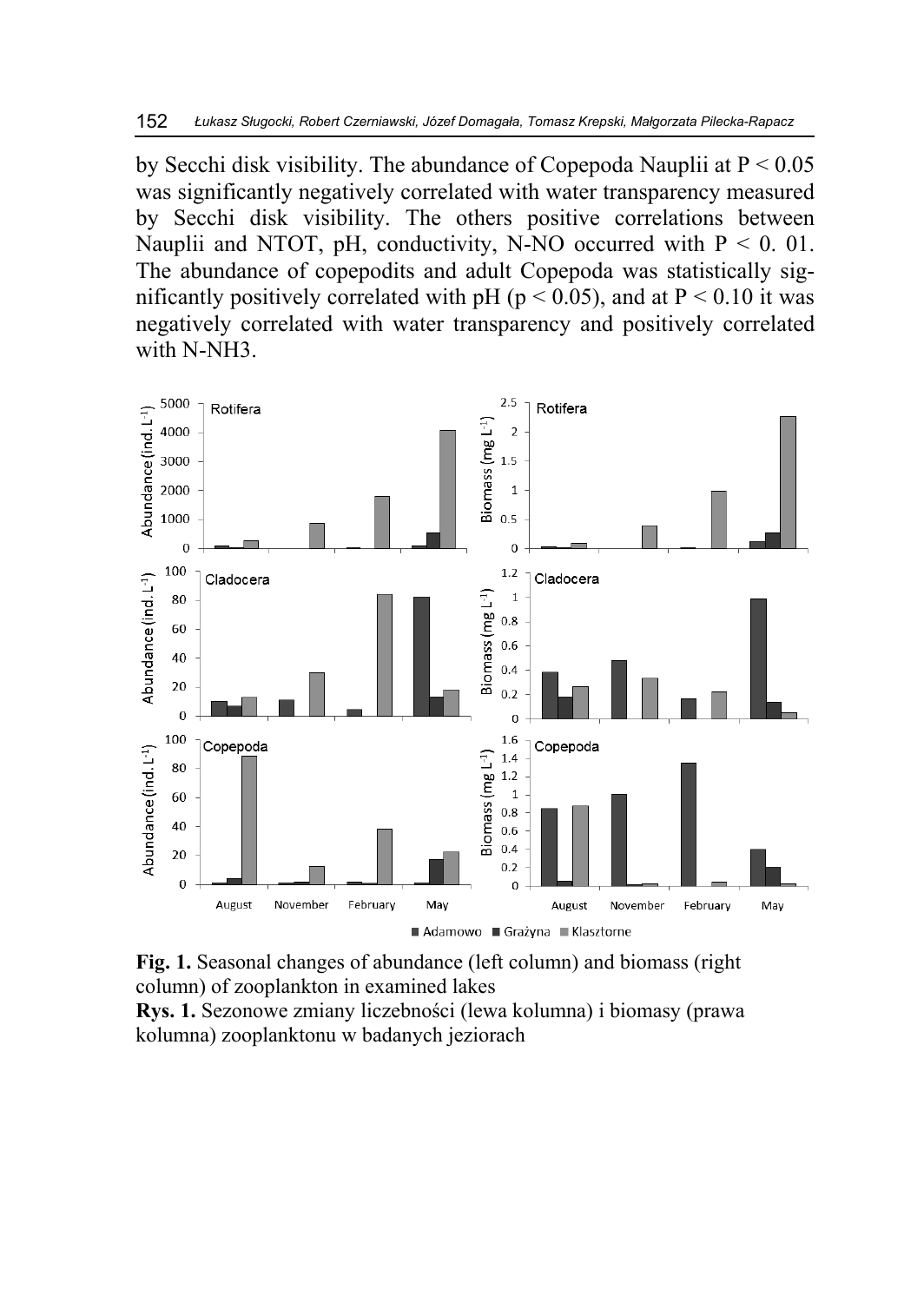by Secchi disk visibility. The abundance of Copepoda Nauplii at $P < 0.05$ was significantly negatively correlated with water transparency measured by Secchi disk visibility. The others positive correlations between Nauplii and NTOT, pH, conductivity, N-NO occurred with $P < 0.01$. The abundance of copepodits and adult Copepoda was statistically significantly positively correlated with pH ($p < 0.05$), and at $P < 0.10$ it was negatively correlated with water transparency and positively correlated with N-NH3.

Rotifera
Abundance (ind. L$^{-1}$)
5000
4000
3000
2000
1000
0

Rotifera
Biomass (mg L$^{-1}$)
2.5
2
1.5
1
0.5
0

Cladocera
Abundance (ind. L$^{-1}$)
100
80
60
40
20
0

Cladocera
Biomass (mg L$^{-1}$)
1.2
1
0.8
0.6
0.4
0.2
0

Copepoda
Abundance (ind. L$^{-1}$)
100
80
60
40
20
0

Copepoda
Biomass (mg L$^{-1}$)
1.6
1.4
1.2
1
0.8
0.6
0.4
0.2
0

August November February May

■ Adamowo ■ Grażyna ■ Klasztorne

**Fig. 1.** Seasonal changes of abundance (left column) and biomass (right column) of zooplankton in examined lakes

**Rys. 1.** Sezonowe zmiany liczebności (lewa kolumna) i biomasy (prawa kolumna) zooplanktonu w badanych jeziorach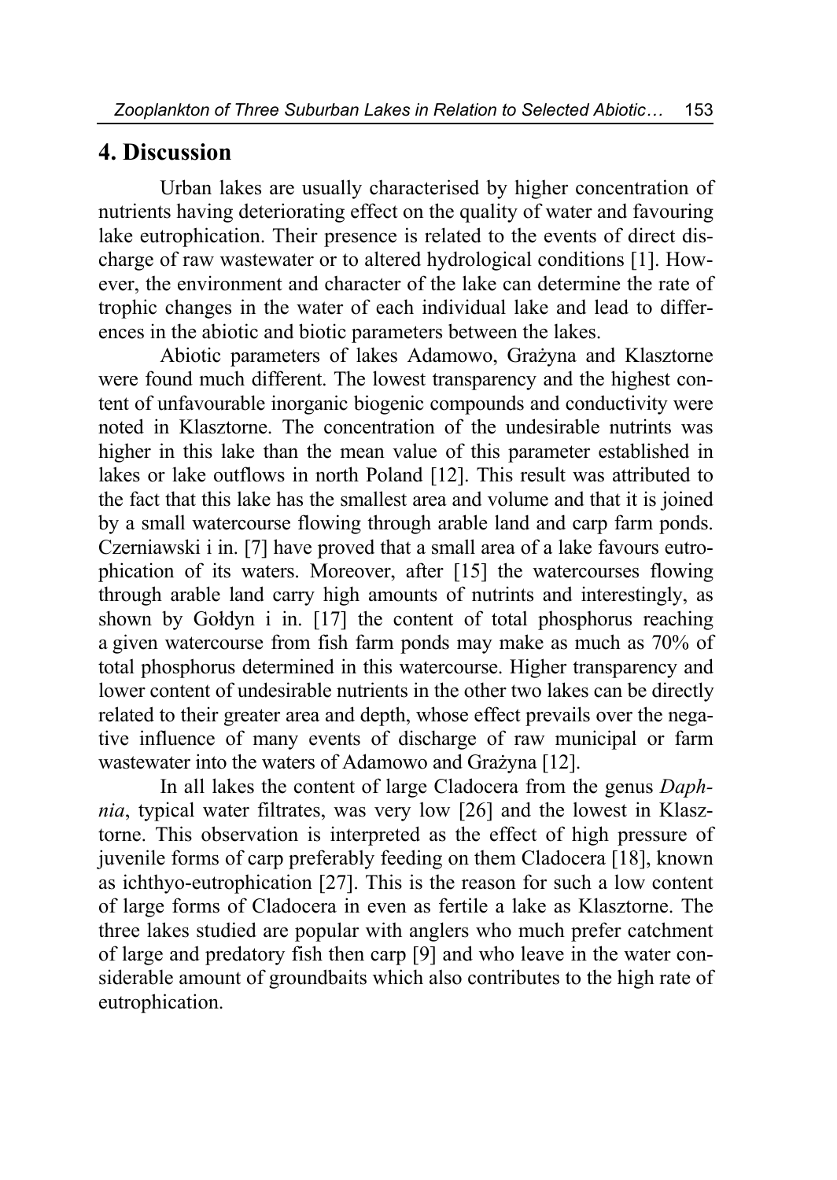## 4. Discussion

Urban lakes are usually characterised by higher concentration of nutrients having deteriorating effect on the quality of water and favouring lake eutrophication. Their presence is related to the events of direct discharge of raw wastewater or to altered hydrological conditions [1]. However, the environment and character of the lake can determine the rate of trophic changes in the water of each individual lake and lead to differences in the abiotic and biotic parameters between the lakes.

Abiotic parameters of lakes Adamowo, Grażyna and Klasztorne were found much different. The lowest transparency and the highest content of unfavourable inorganic biogenic compounds and conductivity were noted in Klasztorne. The concentration of the undesirable nutrints was higher in this lake than the mean value of this parameter established in lakes or lake outflows in north Poland [12]. This result was attributed to the fact that this lake has the smallest area and volume and that it is joined by a small watercourse flowing through arable land and carp farm ponds. Czerniawski i in. [7] have proved that a small area of a lake favours eutrophication of its waters. Moreover, after [15] the watercourses flowing through arable land carry high amounts of nutrints and interestingly, as shown by Gołdyn i in. [17] the content of total phosphorus reaching a given watercourse from fish farm ponds may make as much as 70% of total phosphorus determined in this watercourse. Higher transparency and lower content of undesirable nutrients in the other two lakes can be directly related to their greater area and depth, whose effect prevails over the negative influence of many events of discharge of raw municipal or farm wastewater into the waters of Adamowo and Grażyna [12].

In all lakes the content of large Cladocera from the genus *Daphnia*, typical water filtrates, was very low [26] and the lowest in Klasztorne. This observation is interpreted as the effect of high pressure of juvenile forms of carp preferably feeding on them Cladocera [18], known as ichthyo-eutrophication [27]. This is the reason for such a low content of large forms of Cladocera in even as fertile a lake as Klasztorne. The three lakes studied are popular with anglers who much prefer catchment of large and predatory fish then carp [9] and who leave in the water considerable amount of groundbaits which also contributes to the high rate of eutrophication.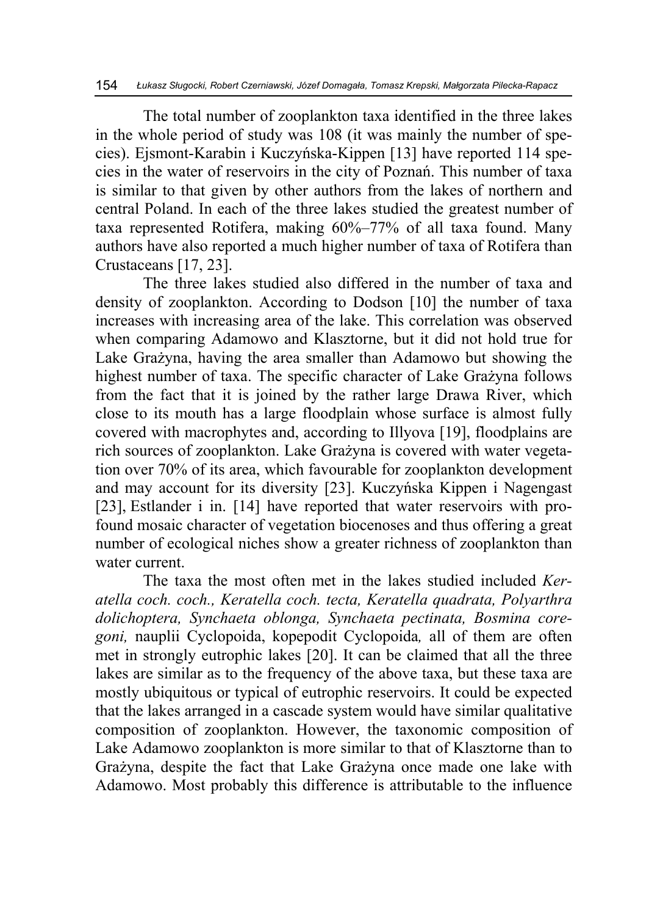The total number of zooplankton taxa identified in the three lakes in the whole period of study was 108 (it was mainly the number of species). Ejsmont-Karabin i Kuczyńska-Kippen [13] have reported 114 species in the water of reservoirs in the city of Poznań. This number of taxa is similar to that given by other authors from the lakes of northern and central Poland. In each of the three lakes studied the greatest number of taxa represented Rotifera, making 60%–77% of all taxa found. Many authors have also reported a much higher number of taxa of Rotifera than Crustaceans [17, 23].

The three lakes studied also differed in the number of taxa and density of zooplankton. According to Dodson [10] the number of taxa increases with increasing area of the lake. This correlation was observed when comparing Adamowo and Klasztorne, but it did not hold true for Lake Grażyna, having the area smaller than Adamowo but showing the highest number of taxa. The specific character of Lake Grażyna follows from the fact that it is joined by the rather large Drawa River, which close to its mouth has a large floodplain whose surface is almost fully covered with macrophytes and, according to Illyova [19], floodplains are rich sources of zooplankton. Lake Grażyna is covered with water vegetation over 70% of its area, which favourable for zooplankton development and may account for its diversity [23]. Kuczyńska Kippen i Nagengast [23], Estlander i in. [14] have reported that water reservoirs with profound mosaic character of vegetation biocenoses and thus offering a great number of ecological niches show a greater richness of zooplankton than water current.

The taxa the most often met in the lakes studied included *Keratella coch. coch., Keratella coch. tecta, Keratella quadrata, Polyarthra dolichoptera, Synchaeta oblonga, Synchaeta pectinata, Bosmina coregoni,* nauplii Cyclopoida, kopepodit Cyclopoida*,* all of them are often met in strongly eutrophic lakes [20]. It can be claimed that all the three lakes are similar as to the frequency of the above taxa, but these taxa are mostly ubiquitous or typical of eutrophic reservoirs. It could be expected that the lakes arranged in a cascade system would have similar qualitative composition of zooplankton. However, the taxonomic composition of Lake Adamowo zooplankton is more similar to that of Klasztorne than to Grażyna, despite the fact that Lake Grażyna once made one lake with Adamowo. Most probably this difference is attributable to the influence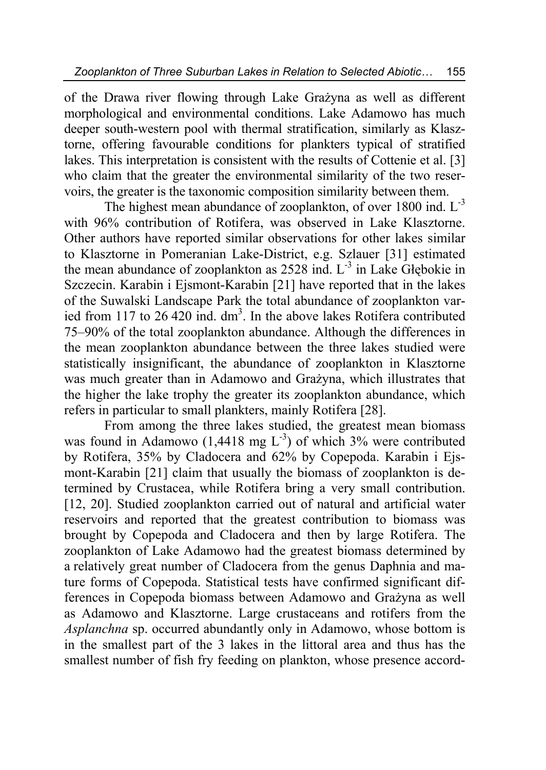of the Drawa river flowing through Lake Grażyna as well as different morphological and environmental conditions. Lake Adamowo has much deeper south-western pool with thermal stratification, similarly as Klasztorne, offering favourable conditions for plankters typical of stratified lakes. This interpretation is consistent with the results of Cottenie et al. [3] who claim that the greater the environmental similarity of the two reservoirs, the greater is the taxonomic composition similarity between them.

The highest mean abundance of zooplankton, of over 1800 ind. $L^{-3}$ with 96% contribution of Rotifera, was observed in Lake Klasztorne. Other authors have reported similar observations for other lakes similar to Klasztorne in Pomeranian Lake-District, e.g. Szlauer [31] estimated the mean abundance of zooplankton as 2528 ind. $L^{-3}$ in Lake Głębokie in Szczecin. Karabin i Ejsmont-Karabin [21] have reported that in the lakes of the Suwalski Landscape Park the total abundance of zooplankton varied from 117 to 26 420 ind. $dm^3$. In the above lakes Rotifera contributed 75–90% of the total zooplankton abundance. Although the differences in the mean zooplankton abundance between the three lakes studied were statistically insignificant, the abundance of zooplankton in Klasztorne was much greater than in Adamowo and Grażyna, which illustrates that the higher the lake trophy the greater its zooplankton abundance, which refers in particular to small plankters, mainly Rotifera [28].

From among the three lakes studied, the greatest mean biomass was found in Adamowo (1,4418 mg $L^{-3}$) of which 3% were contributed by Rotifera, 35% by Cladocera and 62% by Copepoda. Karabin i Ejsmont-Karabin [21] claim that usually the biomass of zooplankton is determined by Crustacea, while Rotifera bring a very small contribution. [12, 20]. Studied zooplankton carried out of natural and artificial water reservoirs and reported that the greatest contribution to biomass was brought by Copepoda and Cladocera and then by large Rotifera. The zooplankton of Lake Adamowo had the greatest biomass determined by a relatively great number of Cladocera from the genus Daphnia and mature forms of Copepoda. Statistical tests have confirmed significant differences in Copepoda biomass between Adamowo and Grażyna as well as Adamowo and Klasztorne. Large crustaceans and rotifers from the *Asplanchna* sp. occurred abundantly only in Adamowo, whose bottom is in the smallest part of the 3 lakes in the littoral area and thus has the smallest number of fish fry feeding on plankton, whose presence accord-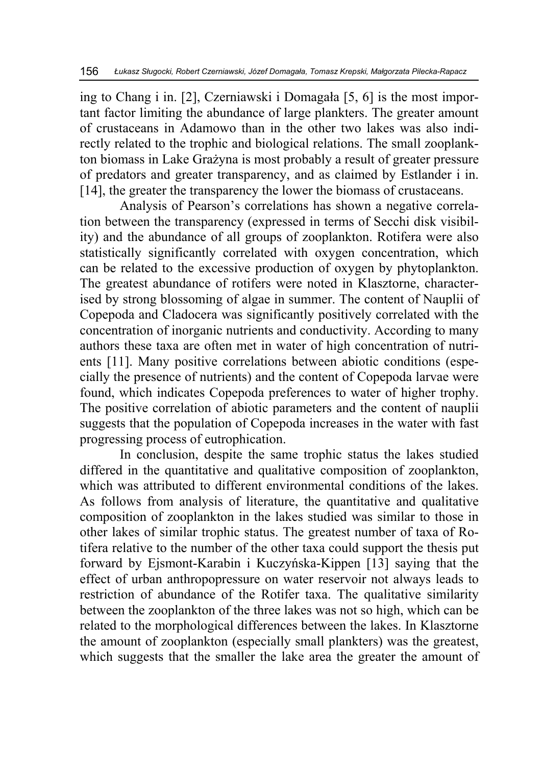ing to Chang i in. [2], Czerniawski i Domagała [5, 6] is the most important factor limiting the abundance of large plankters. The greater amount of crustaceans in Adamowo than in the other two lakes was also indirectly related to the trophic and biological relations. The small zooplankton biomass in Lake Grażyna is most probably a result of greater pressure of predators and greater transparency, and as claimed by Estlander i in. [14], the greater the transparency the lower the biomass of crustaceans.

Analysis of Pearson's correlations has shown a negative correlation between the transparency (expressed in terms of Secchi disk visibility) and the abundance of all groups of zooplankton. Rotifera were also statistically significantly correlated with oxygen concentration, which can be related to the excessive production of oxygen by phytoplankton. The greatest abundance of rotifers were noted in Klasztorne, characterised by strong blossoming of algae in summer. The content of Nauplii of Copepoda and Cladocera was significantly positively correlated with the concentration of inorganic nutrients and conductivity. According to many authors these taxa are often met in water of high concentration of nutrients [11]. Many positive correlations between abiotic conditions (especially the presence of nutrients) and the content of Copepoda larvae were found, which indicates Copepoda preferences to water of higher trophy. The positive correlation of abiotic parameters and the content of nauplii suggests that the population of Copepoda increases in the water with fast progressing process of eutrophication.

In conclusion, despite the same trophic status the lakes studied differed in the quantitative and qualitative composition of zooplankton, which was attributed to different environmental conditions of the lakes. As follows from analysis of literature, the quantitative and qualitative composition of zooplankton in the lakes studied was similar to those in other lakes of similar trophic status. The greatest number of taxa of Rotifera relative to the number of the other taxa could support the thesis put forward by Ejsmont-Karabin i Kuczyńska-Kippen [13] saying that the effect of urban anthropopressure on water reservoir not always leads to restriction of abundance of the Rotifer taxa. The qualitative similarity between the zooplankton of the three lakes was not so high, which can be related to the morphological differences between the lakes. In Klasztorne the amount of zooplankton (especially small plankters) was the greatest, which suggests that the smaller the lake area the greater the amount of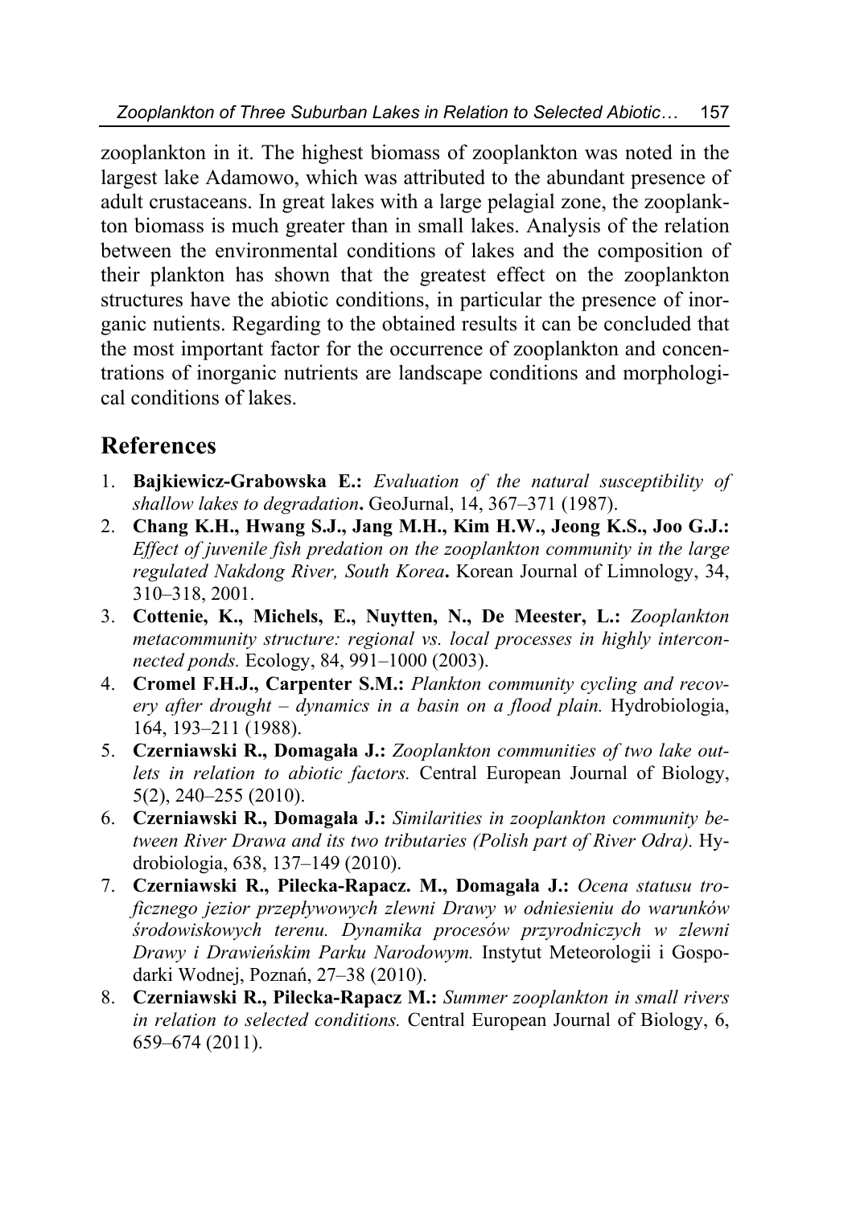zooplankton in it. The highest biomass of zooplankton was noted in the largest lake Adamowo, which was attributed to the abundant presence of adult crustaceans. In great lakes with a large pelagial zone, the zooplankton biomass is much greater than in small lakes. Analysis of the relation between the environmental conditions of lakes and the composition of their plankton has shown that the greatest effect on the zooplankton structures have the abiotic conditions, in particular the presence of inorganic nutrients. Regarding to the obtained results it can be concluded that the most important factor for the occurrence of zooplankton and concentrations of inorganic nutrients are landscape conditions and morphological conditions of lakes.

## References

1. **Bajkiewicz-Grabowska E.:** *Evaluation of the natural susceptibility of shallow lakes to degradation***.** GeoJurnal, 14, 367–371 (1987).
2. **Chang K.H., Hwang S.J., Jang M.H., Kim H.W., Jeong K.S., Joo G.J.:** *Effect of juvenile fish predation on the zooplankton community in the large regulated Nakdong River, South Korea***.** Korean Journal of Limnology, 34, 310–318, 2001.
3. **Cottenie, K., Michels, E., Nuytten, N., De Meester, L.:** *Zooplankton metacommunity structure: regional vs. local processes in highly interconnected ponds.* Ecology, 84, 991–1000 (2003).
4. **Cromel F.H.J., Carpenter S.M.:** *Plankton community cycling and recovery after drought – dynamics in a basin on a flood plain.* Hydrobiologia, 164, 193–211 (1988).
5. **Czerniawski R., Domagała J.:** *Zooplankton communities of two lake outlets in relation to abiotic factors.* Central European Journal of Biology, 5(2), 240–255 (2010).
6. **Czerniawski R., Domagała J.:** *Similarities in zooplankton community between River Drawa and its two tributaries (Polish part of River Odra).* Hydrobiologia, 638, 137–149 (2010).
7. **Czerniawski R., Pilecka-Rapacz. M., Domagała J.:** *Ocena statusu troficznego jezior przepływowych zlewni Drawy w odniesieniu do warunków środowiskowych terenu. Dynamika procesów przyrodniczych w zlewni Drawy i Drawieńskim Parku Narodowym.* Instytut Meteorologii i Gospodarki Wodnej, Poznań, 27–38 (2010).
8. **Czerniawski R., Pilecka-Rapacz M.:** *Summer zooplankton in small rivers in relation to selected conditions.* Central European Journal of Biology, 6, 659–674 (2011).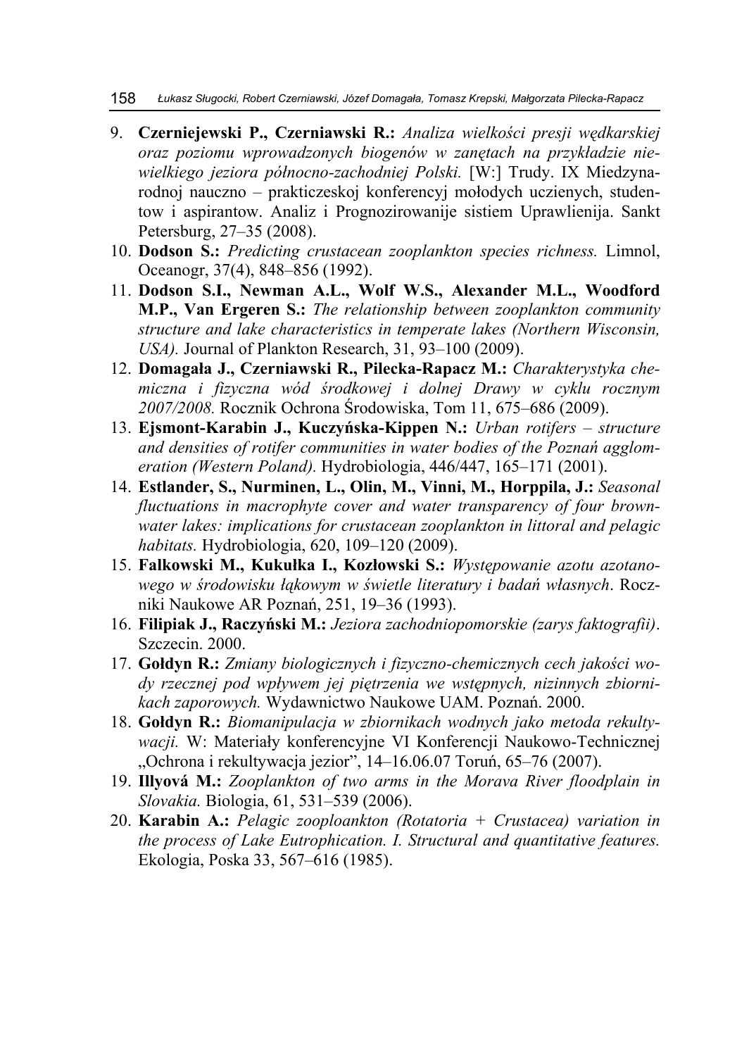9. **Czerniejewski P., Czerniawski R.:** *Analiza wielkości presji wędkarskiej oraz poziomu wprowadzonych biogenów w zanętach na przykładzie niewielkiego jeziora północno-zachodniej Polski.* [W:] Trudy. IX Miedzynarodnoj nauczno – prakticzeskoj konferencyj mołodych uczienych, studentow i aspirantow. Analiz i Prognozirowanije sistiem Uprawlienija. Sankt Petersburg, 27–35 (2008).
10. **Dodson S.:** *Predicting crustacean zooplankton species richness.* Limnol, Oceanogr, 37(4), 848–856 (1992).
11. **Dodson S.I., Newman A.L., Wolf W.S., Alexander M.L., Woodford M.P., Van Ergeren S.:** *The relationship between zooplankton community structure and lake characteristics in temperate lakes (Northern Wisconsin, USA).* Journal of Plankton Research, 31, 93–100 (2009).
12. **Domagała J., Czerniawski R., Pilecka-Rapacz M.:** *Charakterystyka chemiczna i fizyczna wód środkowej i dolnej Drawy w cyklu rocznym 2007/2008.* Rocznik Ochrona Środowiska, Tom 11, 675–686 (2009).
13. **Ejsmont-Karabin J., Kuczyńska-Kippen N.:** *Urban rotifers – structure and densities of rotifer communities in water bodies of the Poznań agglomeration (Western Poland).* Hydrobiologia, 446/447, 165–171 (2001).
14. **Estlander, S., Nurminen, L., Olin, M., Vinni, M., Horppila, J.:** *Seasonal fluctuations in macrophyte cover and water transparency of four brownwater lakes: implications for crustacean zooplankton in littoral and pelagic habitats.* Hydrobiologia, 620, 109–120 (2009).
15. **Falkowski M., Kukułka I., Kozłowski S.:** *Występowanie azotu azotanowego w środowisku łąkowym w świetle literatury i badań własnych*. Roczniki Naukowe AR Poznań, 251, 19–36 (1993).
16. **Filipiak J., Raczyński M.:** *Jeziora zachodniopomorskie (zarys faktografii)*. Szczecin. 2000.
17. **Gołdyn R.:** *Zmiany biologicznych i fizyczno-chemicznych cech jakości wody rzecznej pod wpływem jej piętrzenia we wstępnych, nizinnych zbiornikach zaporowych.* Wydawnictwo Naukowe UAM. Poznań. 2000.
18. **Gołdyn R.:** *Biomanipulacja w zbiornikach wodnych jako metoda rekultywacji.* W: Materiały konferencyjne VI Konferencji Naukowo-Technicznej „Ochrona i rekultywacja jezior", 14–16.06.07 Toruń, 65–76 (2007).
19. **Illyová M.:** *Zooplankton of two arms in the Morava River floodplain in Slovakia.* Biologia, 61, 531–539 (2006).
20. **Karabin A.:** *Pelagic zooploankton (Rotatoria + Crustacea) variation in the process of Lake Eutrophication. I. Structural and quantitative features.* Ekologia, Poska 33, 567–616 (1985).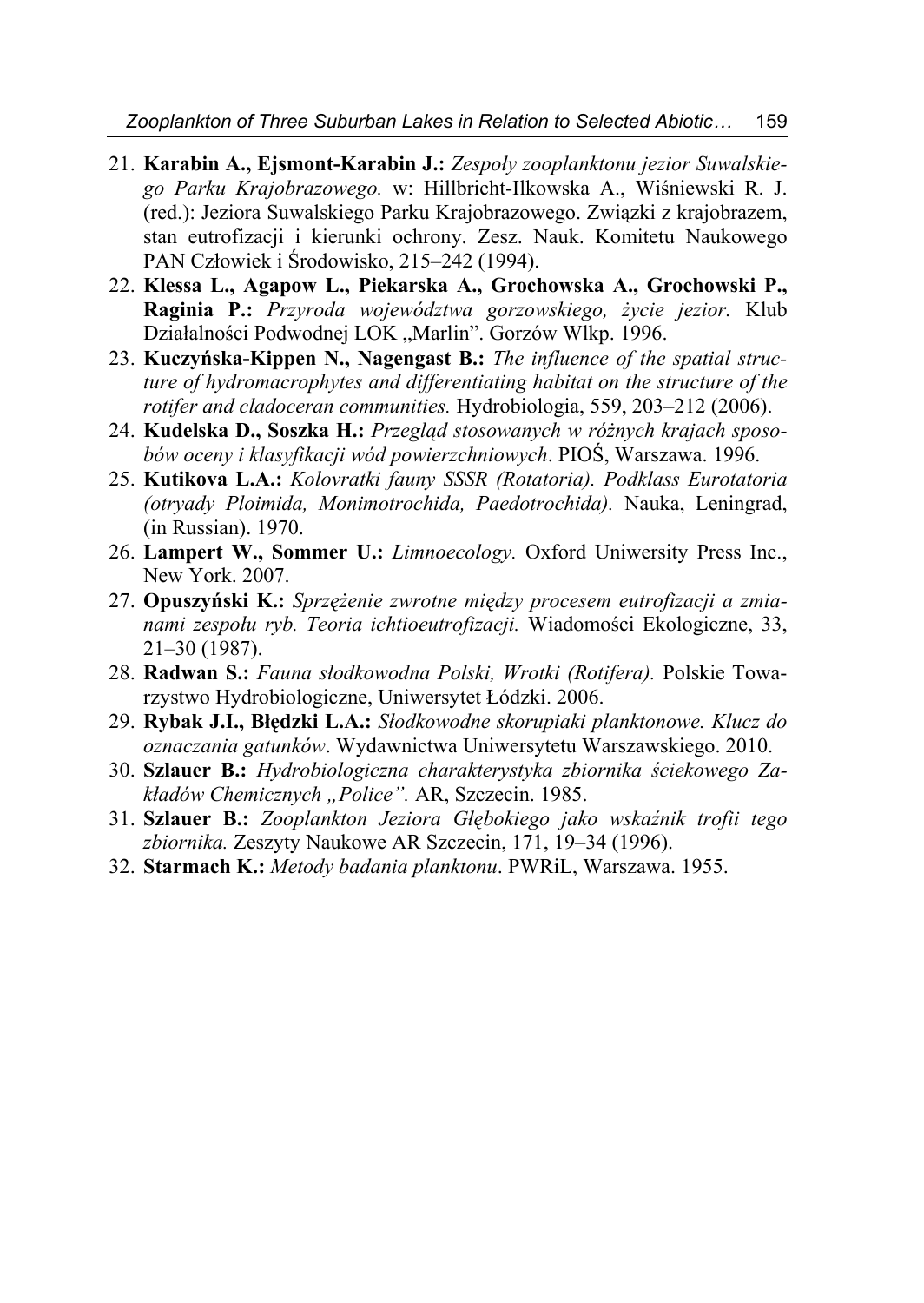21. **Karabin A., Ejsmont-Karabin J.:** *Zespoły zooplanktonu jezior Suwalskiego Parku Krajobrazowego.* w: Hillbricht-Ilkowska A., Wiśniewski R. J. (red.): Jeziora Suwalskiego Parku Krajobrazowego. Związki z krajobrazem, stan eutrofizacji i kierunki ochrony. Zesz. Nauk. Komitetu Naukowego PAN Człowiek i Środowisko, 215–242 (1994).
22. **Klessa L., Agapow L., Piekarska A., Grochowska A., Grochowski P., Raginia P.:** *Przyroda województwa gorzowskiego, życie jezior.* Klub Działalności Podwodnej LOK „Marlin". Gorzów Wlkp. 1996.
23. **Kuczyńska-Kippen N., Nagengast B.:** *The influence of the spatial structure of hydromacrophytes and differentiating habitat on the structure of the rotifer and cladoceran communities.* Hydrobiologia, 559, 203–212 (2006).
24. **Kudelska D., Soszka H.:** *Przegląd stosowanych w różnych krajach sposobów oceny i klasyfikacji wód powierzchniowych*. PIOŚ, Warszawa. 1996.
25. **Kutikova L.A.:** *Kolovratki fauny SSSR (Rotatoria). Podklass Eurotatoria (otryady Ploimida, Monimotrochida, Paedotrochida).* Nauka, Leningrad, (in Russian). 1970.
26. **Lampert W., Sommer U.:** *Limnoecology.* Oxford Uniwersity Press Inc., New York. 2007.
27. **Opuszyński K.:** *Sprzężenie zwrotne między procesem eutrofizacji a zmianami zespołu ryb. Teoria ichtioeutrofizacji.* Wiadomości Ekologiczne, 33, 21–30 (1987).
28. **Radwan S.:** *Fauna słodkowodna Polski, Wrotki (Rotifera).* Polskie Towarzystwo Hydrobiologiczne, Uniwersytet Łódzki. 2006.
29. **Rybak J.I., Błędzki L.A.:** *Słodkowodne skorupiaki planktonowe. Klucz do oznaczania gatunków*. Wydawnictwa Uniwersytetu Warszawskiego. 2010.
30. **Szlauer B.:** *Hydrobiologiczna charakterystyka zbiornika ściekowego Zakładów Chemicznych „Police".* AR, Szczecin. 1985.
31. **Szlauer B.:** *Zooplankton Jeziora Głębokiego jako wskaźnik trofii tego zbiornika.* Zeszyty Naukowe AR Szczecin, 171, 19–34 (1996).
32. **Starmach K.:** *Metody badania planktonu*. PWRiL, Warszawa. 1955.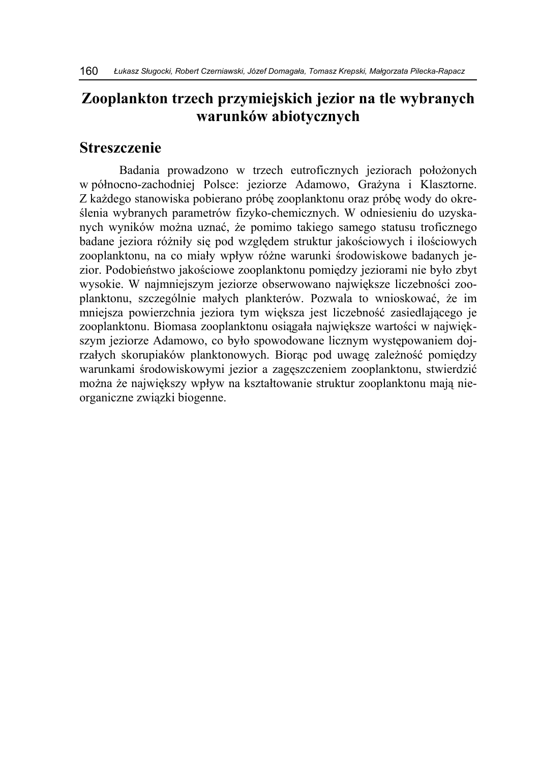# Zooplankton trzech przymiejskich jezior na tle wybranych warunków abiotycznych

## Streszczenie

Badania prowadzono w trzech eutroficznych jeziorach położonych w północno-zachodniej Polsce: jeziorze Adamowo, Grażyna i Klasztorne. Z każdego stanowiska pobierano próbę zooplanktonu oraz próbę wody do określenia wybranych parametrów fizyko-chemicznych. W odniesieniu do uzyskanych wyników można uznać, że pomimo takiego samego statusu troficznego badane jeziora różniły się pod względem struktur jakościowych i ilościowych zooplanktonu, na co miały wpływ różne warunki środowiskowe badanych jezior. Podobieństwo jakościowe zooplanktonu pomiędzy jeziorami nie było zbyt wysokie. W najmniejszym jeziorze obserwowano największe liczebności zooplanktonu, szczególnie małych plankterów. Pozwala to wnioskować, że im mniejsza powierzchnia jeziora tym większa jest liczebność zasiedlającego je zooplanktonu. Biomasa zooplanktonu osiągała największe wartości w największym jeziorze Adamowo, co było spowodowane licznym występowaniem dojrzałych skorupiaków planktonowych. Biorąc pod uwagę zależność pomiędzy warunkami środowiskowymi jezior a zagęszczeniem zooplanktonu, stwierdzić można że największy wpływ na kształtowanie struktur zooplanktonu mają nieorganiczne związki biogenne.